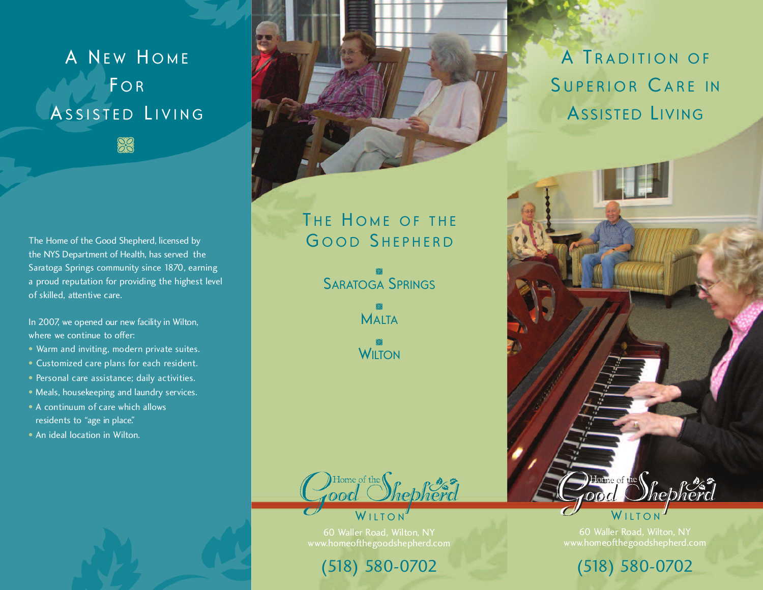# A New Home For Assisted Living

The Home of the Good Shepherd, licensed by the NYS Department of Health, has served the Saratoga Springs community since 1870, earning a proud reputation for providing the highest level of skilled, attentive care.

In 2007, we opened our new facility in Wilton, where we continue to offer:

- Warm and inviting, modern private suites.
- Customized care plans for each resident.
- Personal care assistance; daily activities.
- Meals, housekeeping and laundry services.
- A continuum of care which allows residents to "age in place."
- An ideal location in Wilton.

# The Home of the Good Shepherd

Saratoga Springs

Malta

Wilton

Home of the Good Shepherd
WILTON

60 Waller Road, Wilton, NY
www.homeofthegoodshepherd.com

(518) 580-0702

# A Tradition of Superior Care in Assisted Living

Home of the Good Shepherd
WILTON

60 Waller Road, Wilton, NY
www.homeofthegoodshepherd.com

(518) 580-0702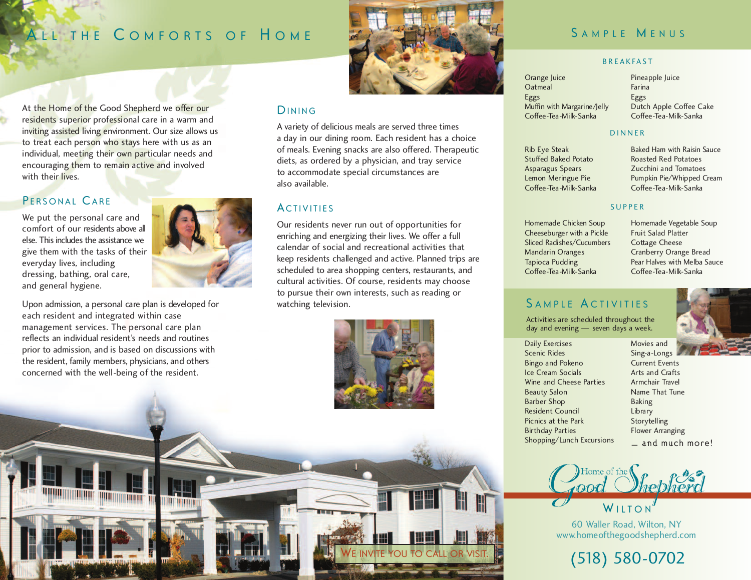# All the Comforts of Home

At the Home of the Good Shepherd we offer our residents superior professional care in a warm and inviting assisted living environment. Our size allows us to treat each person who stays here with us as an individual, meeting their own particular needs and encouraging them to remain active and involved with their lives.

## Personal Care

We put the personal care and comfort of our residents above all else. This includes the assistance we give them with the tasks of their everyday lives, including dressing, bathing, oral care, and general hygiene.

Upon admission, a personal care plan is developed for each resident and integrated within case management services. The personal care plan reflects an individual resident's needs and routines prior to admission, and is based on discussions with the resident, family members, physicians, and others concerned with the well-being of the resident.

## Dining

A variety of delicious meals are served three times a day in our dining room. Each resident has a choice of meals. Evening snacks are also offered. Therapeutic diets, as ordered by a physician, and tray service to accommodate special circumstances are also available.

## Activities

Our residents never run out of opportunities for enriching and energizing their lives. We offer a full calendar of social and recreational activities that keep residents challenged and active. Planned trips are scheduled to area shopping centers, restaurants, and cultural activities. Of course, residents may choose to pursue their own interests, such as reading or watching television.

We invite you to call or visit.

# Sample Menus

### Breakfast

| | |
|---|---|
| Orange Juice | Pineapple Juice |
| Oatmeal | Farina |
| Eggs | Eggs |
| Muffin with Margarine/Jelly | Dutch Apple Coffee Cake |
| Coffee-Tea-Milk-Sanka | Coffee-Tea-Milk-Sanka |

### Dinner

| | |
|---|---|
| Rib Eye Steak | Baked Ham with Raisin Sauce |
| Stuffed Baked Potato | Roasted Red Potatoes |
| Asparagus Spears | Zucchini and Tomatoes |
| Lemon Meringue Pie | Pumpkin Pie/Whipped Cream |
| Coffee-Tea-Milk-Sanka | Coffee-Tea-Milk-Sanka |

### Supper

| | |
|---|---|
| Homemade Chicken Soup | Homemade Vegetable Soup |
| Cheeseburger with a Pickle | Fruit Salad Platter |
| Sliced Radishes/Cucumbers | Cottage Cheese |
| Mandarin Oranges | Cranberry Orange Bread |
| Tapioca Pudding | Pear Halves with Melba Sauce |
| Coffee-Tea-Milk-Sanka | Coffee-Tea-Milk-Sanka |

# Sample Activities

Activities are scheduled throughout the day and evening — seven days a week.

- Daily Exercises
- Scenic Rides
- Bingo and Pokeno
- Ice Cream Socials
- Wine and Cheese Parties
- Beauty Salon
- Barber Shop
- Resident Council
- Picnics at the Park
- Birthday Parties
- Shopping/Lunch Excursions
- Movies and
- Sing-a-Longs
- Current Events
- Arts and Crafts
- Armchair Travel
- Name That Tune
- Baking
- Library
- Storytelling
- Flower Arranging

— and much more!

Home of the Good Shepherd
WILTON

60 Waller Road, Wilton, NY
www.homeofthegoodshepherd.com

(518) 580-0702